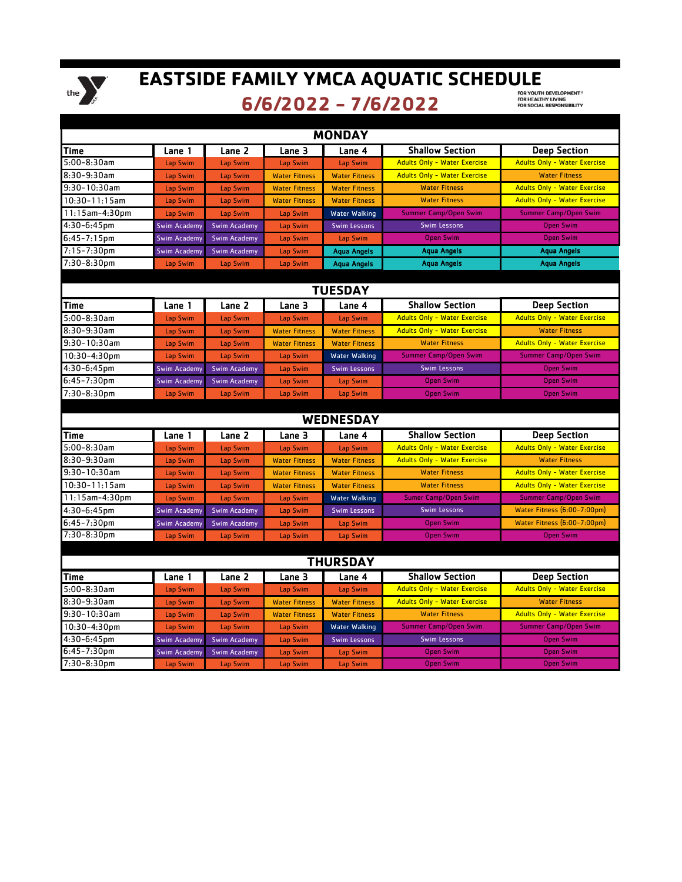# EASTSIDE FAMILY YMCA AQUATIC SCHEDULE

## 6/6/2022 - 7/6/2022

FOR YOUTH DEVELOPMENT®
FOR HEALTHY LIVING
FOR SOCIAL RESPONSIBILITY

### MONDAY

| Time | Lane 1 | Lane 2 | Lane 3 | Lane 4 | Shallow Section | Deep Section |
|---|---|---|---|---|---|---|
| 5:00-8:30am | Lap Swim | Lap Swim | Lap Swim | Lap Swim | Adults Only - Water Exercise | Adults Only - Water Exercise |
| 8:30-9:30am | Lap Swim | Lap Swim | Water Fitness | Water Fitness | Adults Only - Water Exercise | Water Fitness |
| 9:30-10:30am | Lap Swim | Lap Swim | Water Fitness | Water Fitness | Water Fitness | Adults Only - Water Exercise |
| 10:30-11:15am | Lap Swim | Lap Swim | Water Fitness | Water Fitness | Water Fitness | Adults Only - Water Exercise |
| 11:15am-4:30pm | Lap Swim | Lap Swim | Lap Swim | Water Walking | Summer Camp/Open Swim | Summer Camp/Open Swim |
| 4:30-6:45pm | Swim Academy | Swim Academy | Lap Swim | Swim Lessons | Swim Lessons | Open Swim |
| 6:45-7:15pm | Swim Academy | Swim Academy | Lap Swim | Lap Swim | Open Swim | Open Swim |
| 7:15-7:30pm | Swim Academy | Swim Academy | Lap Swim | Aqua Angels | Aqua Angels | Aqua Angels |
| 7:30-8:30pm | Lap Swim | Lap Swim | Lap Swim | Aqua Angels | Aqua Angels | Aqua Angels |

### TUESDAY

| Time | Lane 1 | Lane 2 | Lane 3 | Lane 4 | Shallow Section | Deep Section |
|---|---|---|---|---|---|---|
| 5:00-8:30am | Lap Swim | Lap Swim | Lap Swim | Lap Swim | Adults Only - Water Exercise | Adults Only - Water Exercise |
| 8:30-9:30am | Lap Swim | Lap Swim | Water Fitness | Water Fitness | Adults Only - Water Exercise | Water Fitness |
| 9:30-10:30am | Lap Swim | Lap Swim | Water Fitness | Water Fitness | Water Fitness | Adults Only - Water Exercise |
| 10:30-4:30pm | Lap Swim | Lap Swim | Lap Swim | Water Walking | Summer Camp/Open Swim | Summer Camp/Open Swim |
| 4:30-6:45pm | Swim Academy | Swim Academy | Lap Swim | Swim Lessons | Swim Lessons | Open Swim |
| 6:45-7:30pm | Swim Academy | Swim Academy | Lap Swim | Lap Swim | Open Swim | Open Swim |
| 7:30-8:30pm | Lap Swim | Lap Swim | Lap Swim | Lap Swim | Open Swim | Open Swim |

### WEDNESDAY

| Time | Lane 1 | Lane 2 | Lane 3 | Lane 4 | Shallow Section | Deep Section |
|---|---|---|---|---|---|---|
| 5:00-8:30am | Lap Swim | Lap Swim | Lap Swim | Lap Swim | Adults Only - Water Exercise | Adults Only - Water Exercise |
| 8:30-9:30am | Lap Swim | Lap Swim | Water Fitness | Water Fitness | Adults Only - Water Exercise | Water Fitness |
| 9:30-10:30am | Lap Swim | Lap Swim | Water Fitness | Water Fitness | Water Fitness | Adults Only - Water Exercise |
| 10:30-11:15am | Lap Swim | Lap Swim | Water Fitness | Water Fitness | Water Fitness | Adults Only - Water Exercise |
| 11:15am-4:30pm | Lap Swim | Lap Swim | Lap Swim | Water Walking | Sumer Camp/Open Swim | Summer Camp/Open Swim |
| 4:30-6:45pm | Swim Academy | Swim Academy | Lap Swim | Swim Lessons | Swim Lessons | Water Fitness (6:00-7:00pm) |
| 6:45-7:30pm | Swim Academy | Swim Academy | Lap Swim | Lap Swim | Open Swim | Water Fitness (6:00-7:00pm) |
| 7:30-8:30pm | Lap Swim | Lap Swim | Lap Swim | Lap Swim | Open Swim | Open Swim |

### THURSDAY

| Time | Lane 1 | Lane 2 | Lane 3 | Lane 4 | Shallow Section | Deep Section |
|---|---|---|---|---|---|---|
| 5:00-8:30am | Lap Swim | Lap Swim | Lap Swim | Lap Swim | Adults Only - Water Exercise | Adults Only - Water Exercise |
| 8:30-9:30am | Lap Swim | Lap Swim | Water Fitness | Water Fitness | Adults Only - Water Exercise | Water Fitness |
| 9:30-10:30am | Lap Swim | Lap Swim | Water Fitness | Water Fitness | Water Fitness | Adults Only - Water Exercise |
| 10:30-4:30pm | Lap Swim | Lap Swim | Lap Swim | Water Walking | Summer Camp/Open Swim | Summer Camp/Open Swim |
| 4:30-6:45pm | Swim Academy | Swim Academy | Lap Swim | Swim Lessons | Swim Lessons | Open Swim |
| 6:45-7:30pm | Swim Academy | Swim Academy | Lap Swim | Lap Swim | Open Swim | Open Swim |
| 7:30-8:30pm | Lap Swim | Lap Swim | Lap Swim | Lap Swim | Open Swim | Open Swim |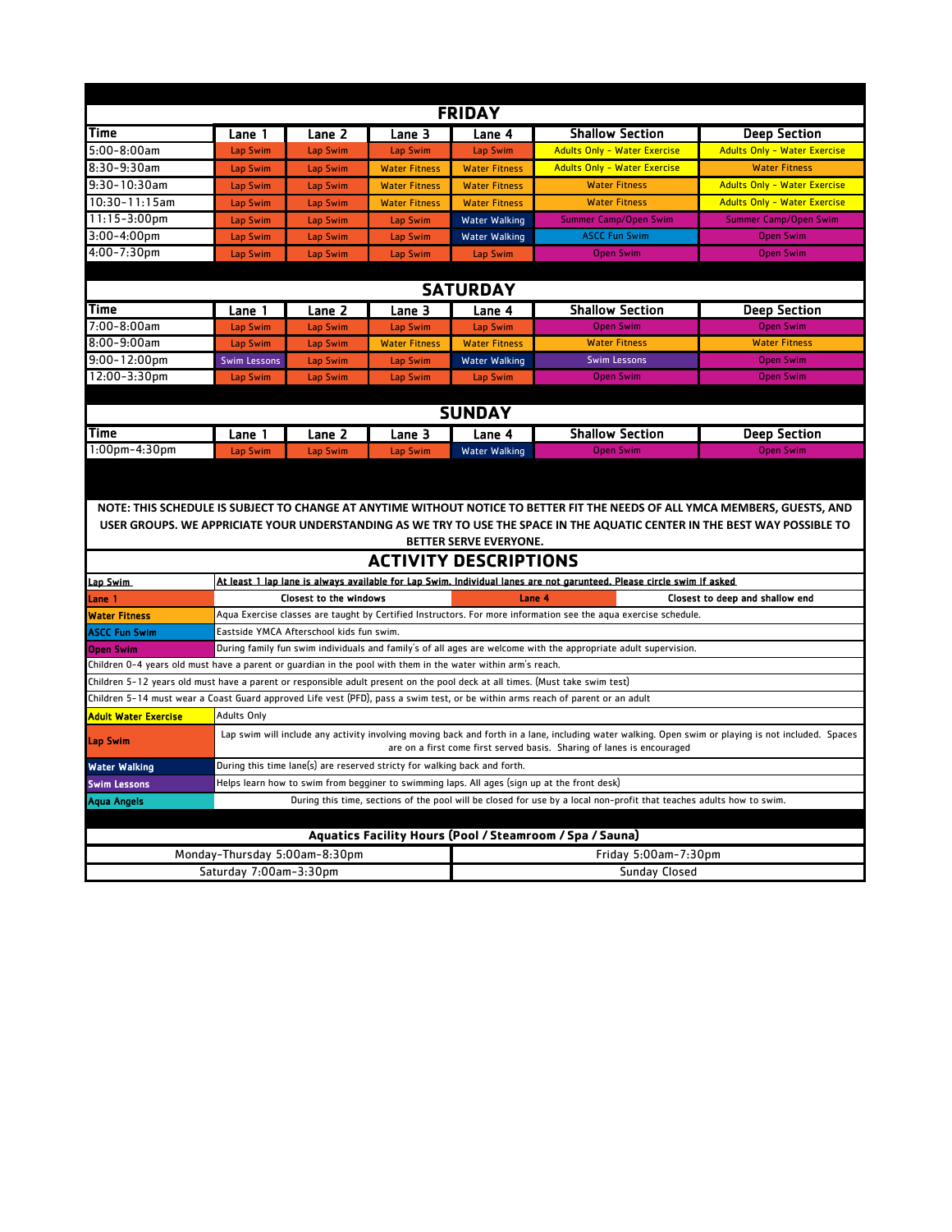## FRIDAY

| Time | Lane 1 | Lane 2 | Lane 3 | Lane 4 | Shallow Section | Deep Section |
|---|---|---|---|---|---|---|
| 5:00-8:00am | Lap Swim | Lap Swim | Lap Swim | Lap Swim | Adults Only - Water Exercise | Adults Only - Water Exercise |
| 8:30-9:30am | Lap Swim | Lap Swim | Water Fitness | Water Fitness | Adults Only - Water Exercise | Water Fitness |
| 9:30-10:30am | Lap Swim | Lap Swim | Water Fitness | Water Fitness | Water Fitness | Adults Only - Water Exercise |
| 10:30-11:15am | Lap Swim | Lap Swim | Water Fitness | Water Fitness | Water Fitness | Adults Only - Water Exercise |
| 11:15-3:00pm | Lap Swim | Lap Swim | Lap Swim | Water Walking | Summer Camp/Open Swim | Summer Camp/Open Swim |
| 3:00-4:00pm | Lap Swim | Lap Swim | Lap Swim | Water Walking | ASCC Fun Swim | Open Swim |
| 4:00-7:30pm | Lap Swim | Lap Swim | Lap Swim | Lap Swim | Open Swim | Open Swim |

## SATURDAY

| Time | Lane 1 | Lane 2 | Lane 3 | Lane 4 | Shallow Section | Deep Section |
|---|---|---|---|---|---|---|
| 7:00-8:00am | Lap Swim | Lap Swim | Lap Swim | Lap Swim | Open Swim | Open Swim |
| 8:00-9:00am | Lap Swim | Lap Swim | Water Fitness | Water Fitness | Water Fitness | Water Fitness |
| 9:00-12:00pm | Swim Lessons | Lap Swim | Lap Swim | Water Walking | Swim Lessons | Open Swim |
| 12:00-3:30pm | Lap Swim | Lap Swim | Lap Swim | Lap Swim | Open Swim | Open Swim |

## SUNDAY

| Time | Lane 1 | Lane 2 | Lane 3 | Lane 4 | Shallow Section | Deep Section |
|---|---|---|---|---|---|---|
| 1:00pm-4:30pm | Lap Swim | Lap Swim | Lap Swim | Water Walking | Open Swim | Open Swim |

**NOTE: THIS SCHEDULE IS SUBJECT TO CHANGE AT ANYTIME WITHOUT NOTICE TO BETTER FIT THE NEEDS OF ALL YMCA MEMBERS, GUESTS, AND USER GROUPS. WE APPRICIATE YOUR UNDERSTANDING AS WE TRY TO USE THE SPACE IN THE AQUATIC CENTER IN THE BEST WAY POSSIBLE TO BETTER SERVE EVERYONE.**

## ACTIVITY DESCRIPTIONS

| | | | |
|---|---|---|---|
| Lap Swim | At least 1 lap lane is always available for Lap Swim. Individual lanes are not garunteed. Please circle swim if asked | | |
| Lane 1 | Closest to the windows | Lane 4 | Closest to deep and shallow end |
| Water Fitness | Aqua Exercise classes are taught by Certified Instructors. For more information see the aqua exercise schedule. | | |
| ASCC Fun Swim | Eastside YMCA Afterschool kids fun swim. | | |
| Open Swim | During family fun swim individuals and family's of all ages are welcome with the appropriate adult supervision. | | |

Children 0-4 years old must have a parent or guardian in the pool with them in the water within arm's reach.

Children 5-12 years old must have a parent or responsible adult present on the pool deck at all times. (Must take swim test)

Children 5-14 must wear a Coast Guard approved Life vest (PFD), pass a swim test, or be within arms reach of parent or an adult

| | |
|---|---|
| Adult Water Exercise | Adults Only |
| Lap Swim | Lap swim will include any activity involving moving back and forth in a lane, including water walking. Open swim or playing is not included. Spaces are on a first come first served basis. Sharing of lanes is encouraged |
| Water Walking | During this time lane(s) are reserved stricty for walking back and forth. |
| Swim Lessons | Helps learn how to swim from begginer to swimming laps. All ages (sign up at the front desk) |
| Aqua Angels | During this time, sections of the pool will be closed for use by a local non-profit that teaches adults how to swim. |

## Aquatics Facility Hours (Pool / Steamroom / Spa / Sauna)

| | |
|---|---|
| Monday-Thursday 5:00am-8:30pm | Friday 5:00am-7:30pm |
| Saturday 7:00am-3:30pm | Sunday Closed |